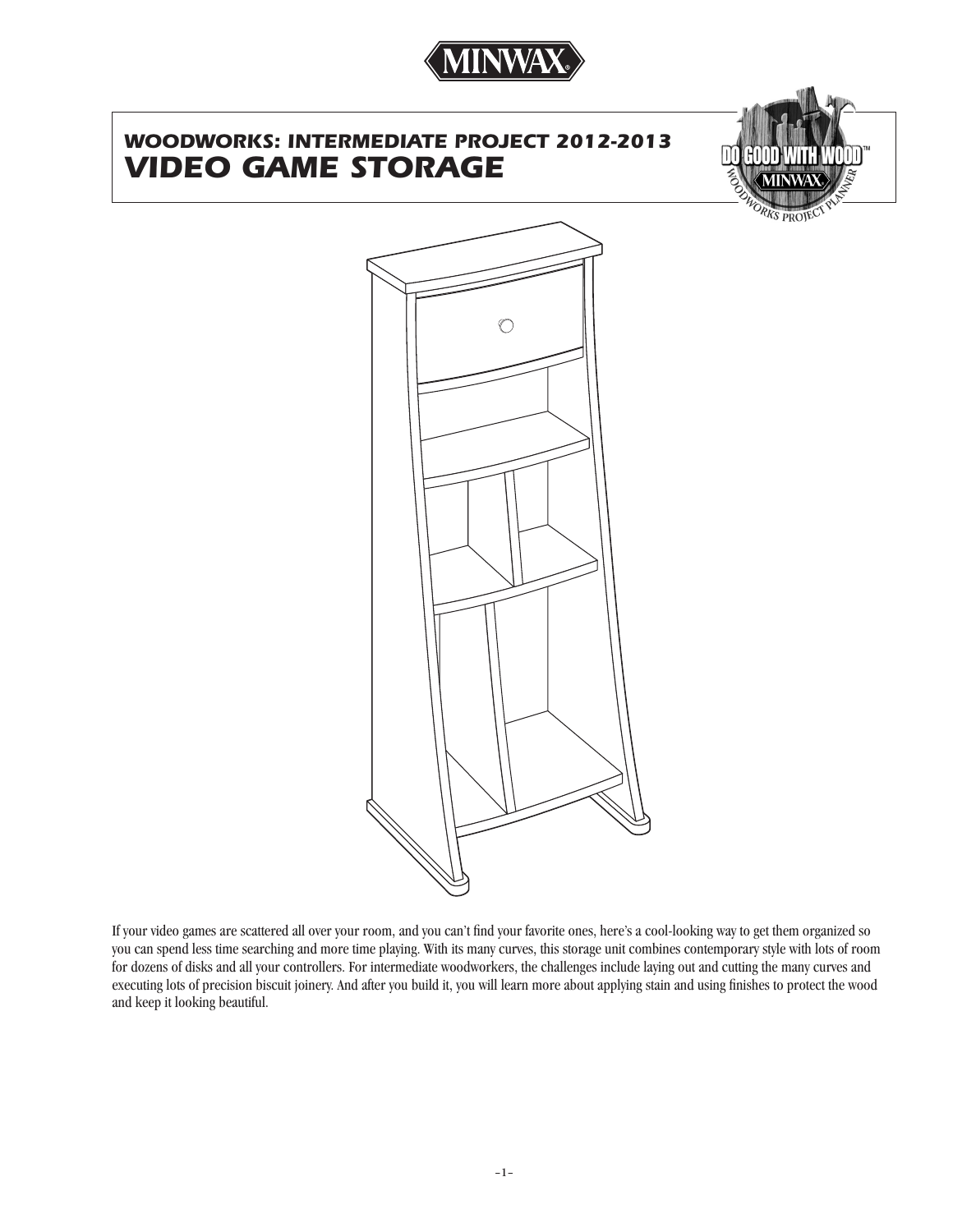# WOODWORKS: INTERMEDIATE PROJECT 2012-2013

# VIDEO GAME STORAGE

If your video games are scattered all over your room, and you can't find your favorite ones, here's a cool-looking way to get them organized so you can spend less time searching and more time playing. With its many curves, this storage unit combines contemporary style with lots of room for dozens of disks and all your controllers. For intermediate woodworkers, the challenges include laying out and cutting the many curves and executing lots of precision biscuit joinery. And after you build it, you will learn more about applying stain and using finishes to protect the wood and keep it looking beautiful.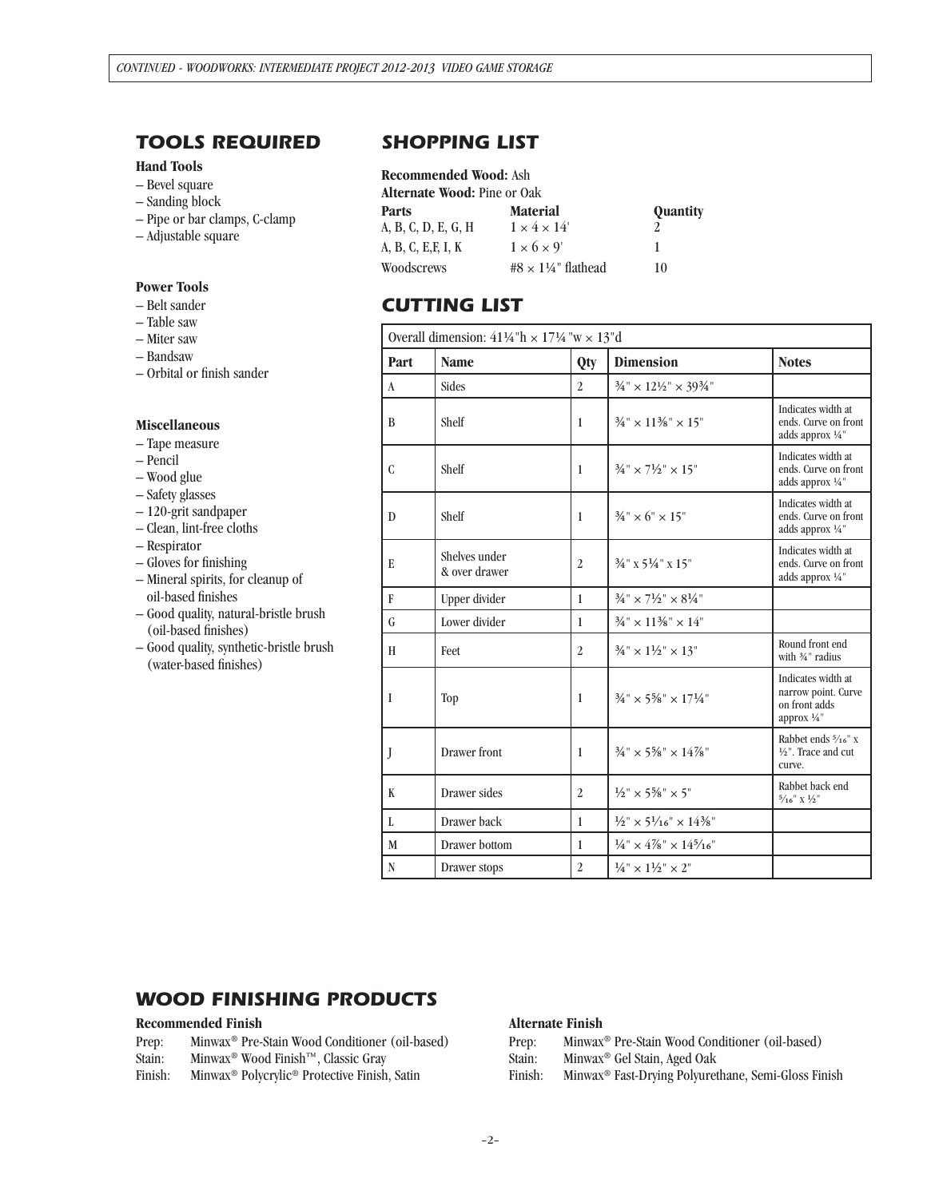## TOOLS REQUIRED

**Hand Tools**

- Bevel square
- Sanding block
- Pipe or bar clamps, C-clamp
- Adjustable square

**Power Tools**

- Belt sander
- Table saw
- Miter saw
- Bandsaw
- Orbital or finish sander

**Miscellaneous**

- Tape measure
- Pencil
- Wood glue
- Safety glasses
- 120-grit sandpaper
- Clean, lint-free cloths
- Respirator
- Gloves for finishing
- Mineral spirits, for cleanup of oil-based finishes
- Good quality, natural-bristle brush (oil-based finishes)
- Good quality, synthetic-bristle brush (water-based finishes)

## SHOPPING LIST

**Recommended Wood:** Ash
**Alternate Wood:** Pine or Oak

| Parts | Material | Quantity |
|---|---|---|
| A, B, C, D, E, G, H | 1 × 4 × 14' | 2 |
| A, B, C, E,F, I, K | 1 × 6 × 9' | 1 |
| Woodscrews | #8 × 1¼" flathead | 10 |

## CUTTING LIST

Overall dimension: 41¼"h × 17¼ "w × 13"d

| Part | Name | Qty | Dimension | Notes |
|---|---|---|---|---|
| A | Sides | 2 | ¾" × 12½" × 39¾" | |
| B | Shelf | 1 | ¾" × 11⅜" × 15" | Indicates width at ends. Curve on front adds approx ¼" |
| C | Shelf | 1 | ¾" × 7½" × 15" | Indicates width at ends. Curve on front adds approx ¼" |
| D | Shelf | 1 | ¾" × 6" × 15" | Indicates width at ends. Curve on front adds approx ¼" |
| E | Shelves under & over drawer | 2 | ¾" x 5¼" x 15" | Indicates width at ends. Curve on front adds approx ¼" |
| F | Upper divider | 1 | ¾" × 7½" × 8¼" | |
| G | Lower divider | 1 | ¾" × 11⅜" × 14" | |
| H | Feet | 2 | ¾" × 1½" × 13" | Round front end with ¾" radius |
| I | Top | 1 | ¾" × 5⅝" × 17¼" | Indicates width at narrow point. Curve on front adds approx ¼" |
| J | Drawer front | 1 | ¾" × 5⅝" × 14⅞" | Rabbet ends 5⁄16" x ½". Trace and cut curve. |
| K | Drawer sides | 2 | ½" × 5⅝" × 5" | Rabbet back end 5⁄16" x ½" |
| L | Drawer back | 1 | ½" × 5 1⁄16" × 14⅜" | |
| M | Drawer bottom | 1 | ¼" × 4⅞" × 14 5⁄16" | |
| N | Drawer stops | 2 | ¼" × 1½" × 2" | |

## WOOD FINISHING PRODUCTS

**Recommended Finish**

Prep: Minwax® Pre-Stain Wood Conditioner (oil-based)
Stain: Minwax® Wood Finish™, Classic Gray
Finish: Minwax® Polycrylic® Protective Finish, Satin

**Alternate Finish**

Prep: Minwax® Pre-Stain Wood Conditioner (oil-based)
Stain: Minwax® Gel Stain, Aged Oak
Finish: Minwax® Fast-Drying Polyurethane, Semi-Gloss Finish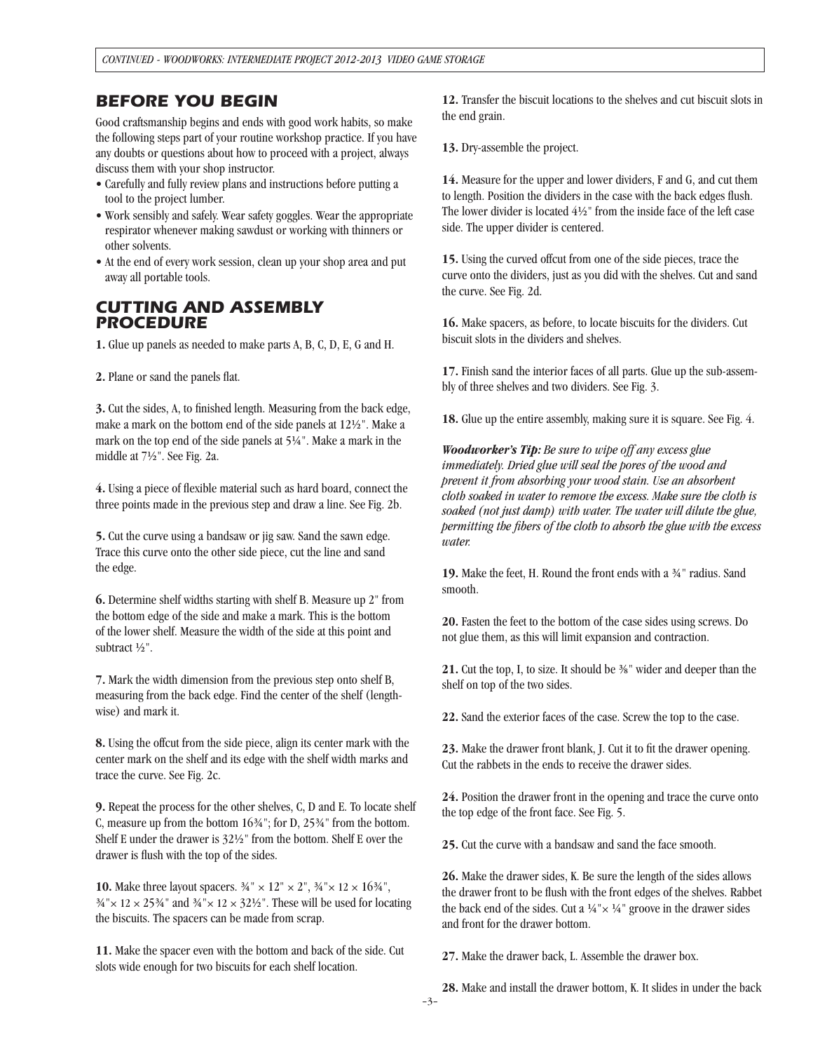## BEFORE YOU BEGIN

Good craftsmanship begins and ends with good work habits, so make the following steps part of your routine workshop practice. If you have any doubts or questions about how to proceed with a project, always discuss them with your shop instructor.

- Carefully and fully review plans and instructions before putting a tool to the project lumber.
- Work sensibly and safely. Wear safety goggles. Wear the appropriate respirator whenever making sawdust or working with thinners or other solvents.
- At the end of every work session, clean up your shop area and put away all portable tools.

## CUTTING AND ASSEMBLY PROCEDURE

**1.** Glue up panels as needed to make parts A, B, C, D, E, G and H.

**2.** Plane or sand the panels flat.

**3.** Cut the sides, A, to finished length. Measuring from the back edge, make a mark on the bottom end of the side panels at 12½". Make a mark on the top end of the side panels at 5¼". Make a mark in the middle at 7½". See Fig. 2a.

**4.** Using a piece of flexible material such as hard board, connect the three points made in the previous step and draw a line. See Fig. 2b.

**5.** Cut the curve using a bandsaw or jig saw. Sand the sawn edge. Trace this curve onto the other side piece, cut the line and sand the edge.

**6.** Determine shelf widths starting with shelf B. Measure up 2" from the bottom edge of the side and make a mark. This is the bottom of the lower shelf. Measure the width of the side at this point and subtract ½".

**7.** Mark the width dimension from the previous step onto shelf B, measuring from the back edge. Find the center of the shelf (length-wise) and mark it.

**8.** Using the offcut from the side piece, align its center mark with the center mark on the shelf and its edge with the shelf width marks and trace the curve. See Fig. 2c.

**9.** Repeat the process for the other shelves, C, D and E. To locate shelf C, measure up from the bottom 16¾"; for D, 25¾" from the bottom. Shelf E under the drawer is 32½" from the bottom. Shelf E over the drawer is flush with the top of the sides.

**10.** Make three layout spacers. ¾" × 12" × 2", ¾"× 12 × 16¾", ¾"× 12 × 25¾" and ¾"× 12 × 32½". These will be used for locating the biscuits. The spacers can be made from scrap.

**11.** Make the spacer even with the bottom and back of the side. Cut slots wide enough for two biscuits for each shelf location.

**12.** Transfer the biscuit locations to the shelves and cut biscuit slots in the end grain.

**13.** Dry-assemble the project.

**14.** Measure for the upper and lower dividers, F and G, and cut them to length. Position the dividers in the case with the back edges flush. The lower divider is located 4½" from the inside face of the left case side. The upper divider is centered.

**15.** Using the curved offcut from one of the side pieces, trace the curve onto the dividers, just as you did with the shelves. Cut and sand the curve. See Fig. 2d.

**16.** Make spacers, as before, to locate biscuits for the dividers. Cut biscuit slots in the dividers and shelves.

**17.** Finish sand the interior faces of all parts. Glue up the sub-assembly of three shelves and two dividers. See Fig. 3.

**18.** Glue up the entire assembly, making sure it is square. See Fig. 4.

***Woodworker's Tip:*** *Be sure to wipe off any excess glue immediately. Dried glue will seal the pores of the wood and prevent it from absorbing your wood stain. Use an absorbent cloth soaked in water to remove the excess. Make sure the cloth is soaked (not just damp) with water. The water will dilute the glue, permitting the fibers of the cloth to absorb the glue with the excess water.*

**19.** Make the feet, H. Round the front ends with a ¾" radius. Sand smooth.

**20.** Fasten the feet to the bottom of the case sides using screws. Do not glue them, as this will limit expansion and contraction.

**21.** Cut the top, I, to size. It should be ⅜" wider and deeper than the shelf on top of the two sides.

**22.** Sand the exterior faces of the case. Screw the top to the case.

**23.** Make the drawer front blank, J. Cut it to fit the drawer opening. Cut the rabbets in the ends to receive the drawer sides.

**24.** Position the drawer front in the opening and trace the curve onto the top edge of the front face. See Fig. 5.

**25.** Cut the curve with a bandsaw and sand the face smooth.

**26.** Make the drawer sides, K. Be sure the length of the sides allows the drawer front to be flush with the front edges of the shelves. Rabbet the back end of the sides. Cut a ¼"× ¼" groove in the drawer sides and front for the drawer bottom.

**27.** Make the drawer back, L. Assemble the drawer box.

**28.** Make and install the drawer bottom, K. It slides in under the back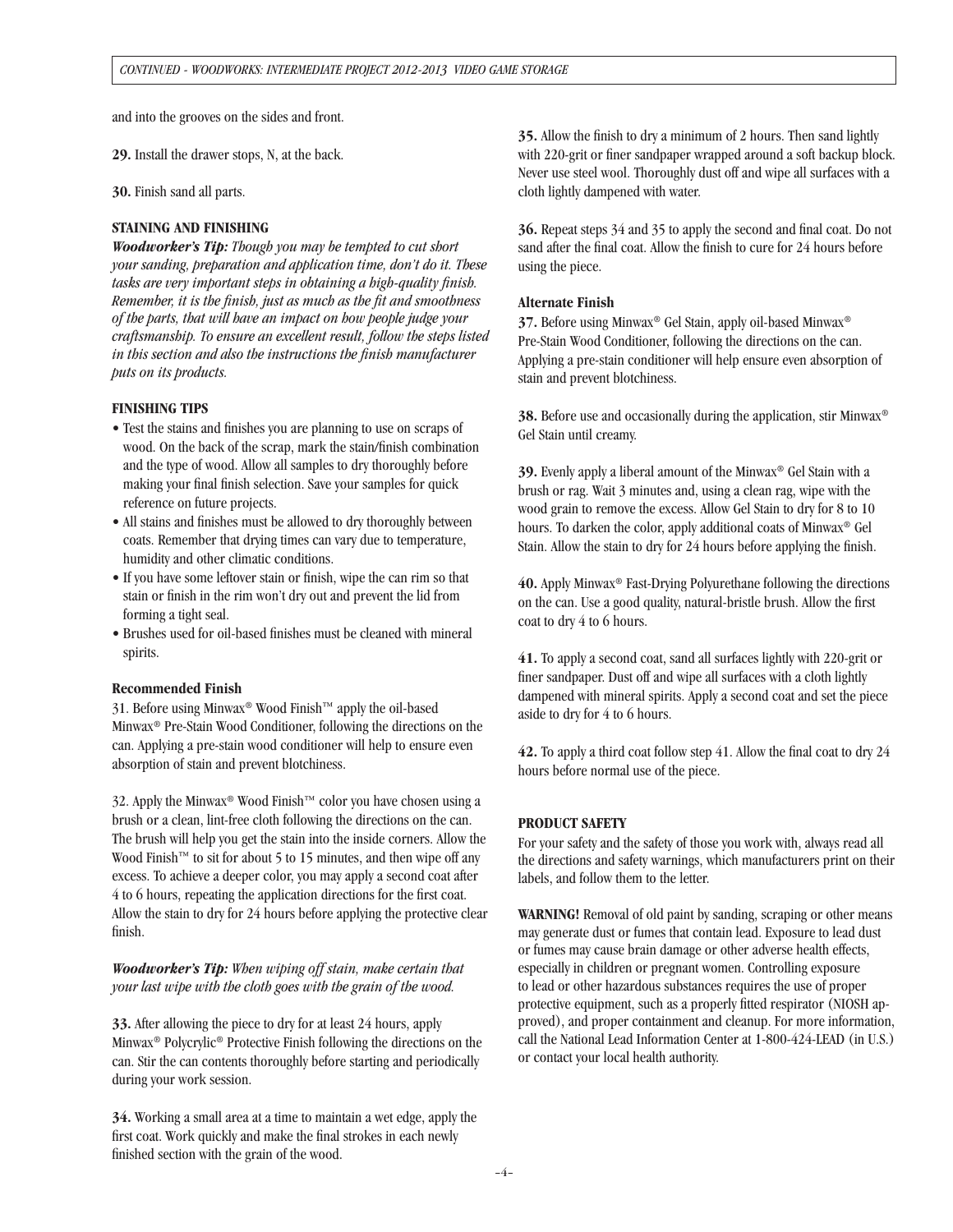and into the grooves on the sides and front.

**29.** Install the drawer stops, N, at the back.

**30.** Finish sand all parts.

**STAINING AND FINISHING**

***Woodworker's Tip:*** *Though you may be tempted to cut short your sanding, preparation and application time, don't do it. These tasks are very important steps in obtaining a high-quality finish. Remember, it is the finish, just as much as the fit and smoothness of the parts, that will have an impact on how people judge your craftsmanship. To ensure an excellent result, follow the steps listed in this section and also the instructions the finish manufacturer puts on its products.*

**FINISHING TIPS**

- Test the stains and finishes you are planning to use on scraps of wood. On the back of the scrap, mark the stain/finish combination and the type of wood. Allow all samples to dry thoroughly before making your final finish selection. Save your samples for quick reference on future projects.
- All stains and finishes must be allowed to dry thoroughly between coats. Remember that drying times can vary due to temperature, humidity and other climatic conditions.
- If you have some leftover stain or finish, wipe the can rim so that stain or finish in the rim won't dry out and prevent the lid from forming a tight seal.
- Brushes used for oil-based finishes must be cleaned with mineral spirits.

**Recommended Finish**

31. Before using Minwax® Wood Finish™ apply the oil-based Minwax® Pre-Stain Wood Conditioner, following the directions on the can. Applying a pre-stain wood conditioner will help to ensure even absorption of stain and prevent blotchiness.

32. Apply the Minwax® Wood Finish™ color you have chosen using a brush or a clean, lint-free cloth following the directions on the can. The brush will help you get the stain into the inside corners. Allow the Wood Finish™ to sit for about 5 to 15 minutes, and then wipe off any excess. To achieve a deeper color, you may apply a second coat after 4 to 6 hours, repeating the application directions for the first coat. Allow the stain to dry for 24 hours before applying the protective clear finish.

***Woodworker's Tip:*** *When wiping off stain, make certain that your last wipe with the cloth goes with the grain of the wood.*

**33.** After allowing the piece to dry for at least 24 hours, apply Minwax® Polycrylic® Protective Finish following the directions on the can. Stir the can contents thoroughly before starting and periodically during your work session.

**34.** Working a small area at a time to maintain a wet edge, apply the first coat. Work quickly and make the final strokes in each newly finished section with the grain of the wood.

**35.** Allow the finish to dry a minimum of 2 hours. Then sand lightly with 220-grit or finer sandpaper wrapped around a soft backup block. Never use steel wool. Thoroughly dust off and wipe all surfaces with a cloth lightly dampened with water.

**36.** Repeat steps 34 and 35 to apply the second and final coat. Do not sand after the final coat. Allow the finish to cure for 24 hours before using the piece.

**Alternate Finish**

**37.** Before using Minwax® Gel Stain, apply oil-based Minwax® Pre-Stain Wood Conditioner, following the directions on the can. Applying a pre-stain conditioner will help ensure even absorption of stain and prevent blotchiness.

**38.** Before use and occasionally during the application, stir Minwax® Gel Stain until creamy.

**39.** Evenly apply a liberal amount of the Minwax® Gel Stain with a brush or rag. Wait 3 minutes and, using a clean rag, wipe with the wood grain to remove the excess. Allow Gel Stain to dry for 8 to 10 hours. To darken the color, apply additional coats of Minwax® Gel Stain. Allow the stain to dry for 24 hours before applying the finish.

**40.** Apply Minwax® Fast-Drying Polyurethane following the directions on the can. Use a good quality, natural-bristle brush. Allow the first coat to dry 4 to 6 hours.

**41.** To apply a second coat, sand all surfaces lightly with 220-grit or finer sandpaper. Dust off and wipe all surfaces with a cloth lightly dampened with mineral spirits. Apply a second coat and set the piece aside to dry for 4 to 6 hours.

**42.** To apply a third coat follow step 41. Allow the final coat to dry 24 hours before normal use of the piece.

**PRODUCT SAFETY**

For your safety and the safety of those you work with, always read all the directions and safety warnings, which manufacturers print on their labels, and follow them to the letter.

**WARNING!** Removal of old paint by sanding, scraping or other means may generate dust or fumes that contain lead. Exposure to lead dust or fumes may cause brain damage or other adverse health effects, especially in children or pregnant women. Controlling exposure to lead or other hazardous substances requires the use of proper protective equipment, such as a properly fitted respirator (NIOSH approved), and proper containment and cleanup. For more information, call the National Lead Information Center at 1-800-424-LEAD (in U.S.) or contact your local health authority.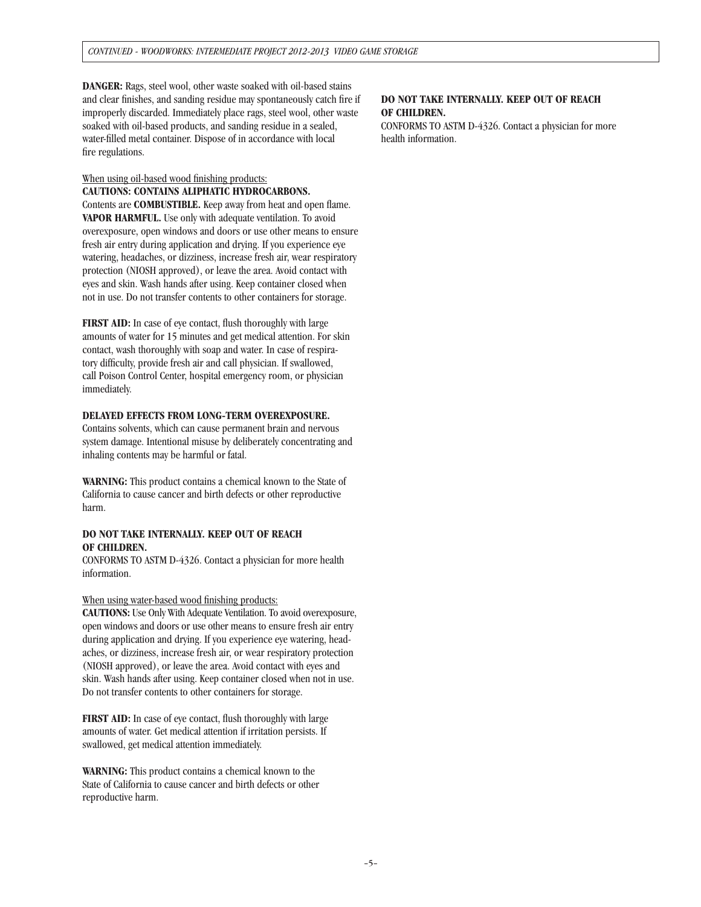**DANGER:** Rags, steel wool, other waste soaked with oil-based stains and clear finishes, and sanding residue may spontaneously catch fire if improperly discarded. Immediately place rags, steel wool, other waste soaked with oil-based products, and sanding residue in a sealed, water-filled metal container. Dispose of in accordance with local fire regulations.

When using oil-based wood finishing products:

**CAUTIONS: CONTAINS ALIPHATIC HYDROCARBONS.**
Contents are **COMBUSTIBLE.** Keep away from heat and open flame. **VAPOR HARMFUL.** Use only with adequate ventilation. To avoid overexposure, open windows and doors or use other means to ensure fresh air entry during application and drying. If you experience eye watering, headaches, or dizziness, increase fresh air, wear respiratory protection (NIOSH approved), or leave the area. Avoid contact with eyes and skin. Wash hands after using. Keep container closed when not in use. Do not transfer contents to other containers for storage.

**FIRST AID:** In case of eye contact, flush thoroughly with large amounts of water for 15 minutes and get medical attention. For skin contact, wash thoroughly with soap and water. In case of respiratory difficulty, provide fresh air and call physician. If swallowed, call Poison Control Center, hospital emergency room, or physician immediately.

**DELAYED EFFECTS FROM LONG-TERM OVEREXPOSURE.**
Contains solvents, which can cause permanent brain and nervous system damage. Intentional misuse by deliberately concentrating and inhaling contents may be harmful or fatal.

**WARNING:** This product contains a chemical known to the State of California to cause cancer and birth defects or other reproductive harm.

**DO NOT TAKE INTERNALLY. KEEP OUT OF REACH OF CHILDREN.**
CONFORMS TO ASTM D-4326. Contact a physician for more health information.

When using water-based wood finishing products:

**CAUTIONS:** Use Only With Adequate Ventilation. To avoid overexposure, open windows and doors or use other means to ensure fresh air entry during application and drying. If you experience eye watering, headaches, or dizziness, increase fresh air, or wear respiratory protection (NIOSH approved), or leave the area. Avoid contact with eyes and skin. Wash hands after using. Keep container closed when not in use. Do not transfer contents to other containers for storage.

**FIRST AID:** In case of eye contact, flush thoroughly with large amounts of water. Get medical attention if irritation persists. If swallowed, get medical attention immediately.

**WARNING:** This product contains a chemical known to the State of California to cause cancer and birth defects or other reproductive harm.

**DO NOT TAKE INTERNALLY. KEEP OUT OF REACH OF CHILDREN.**
CONFORMS TO ASTM D-4326. Contact a physician for more health information.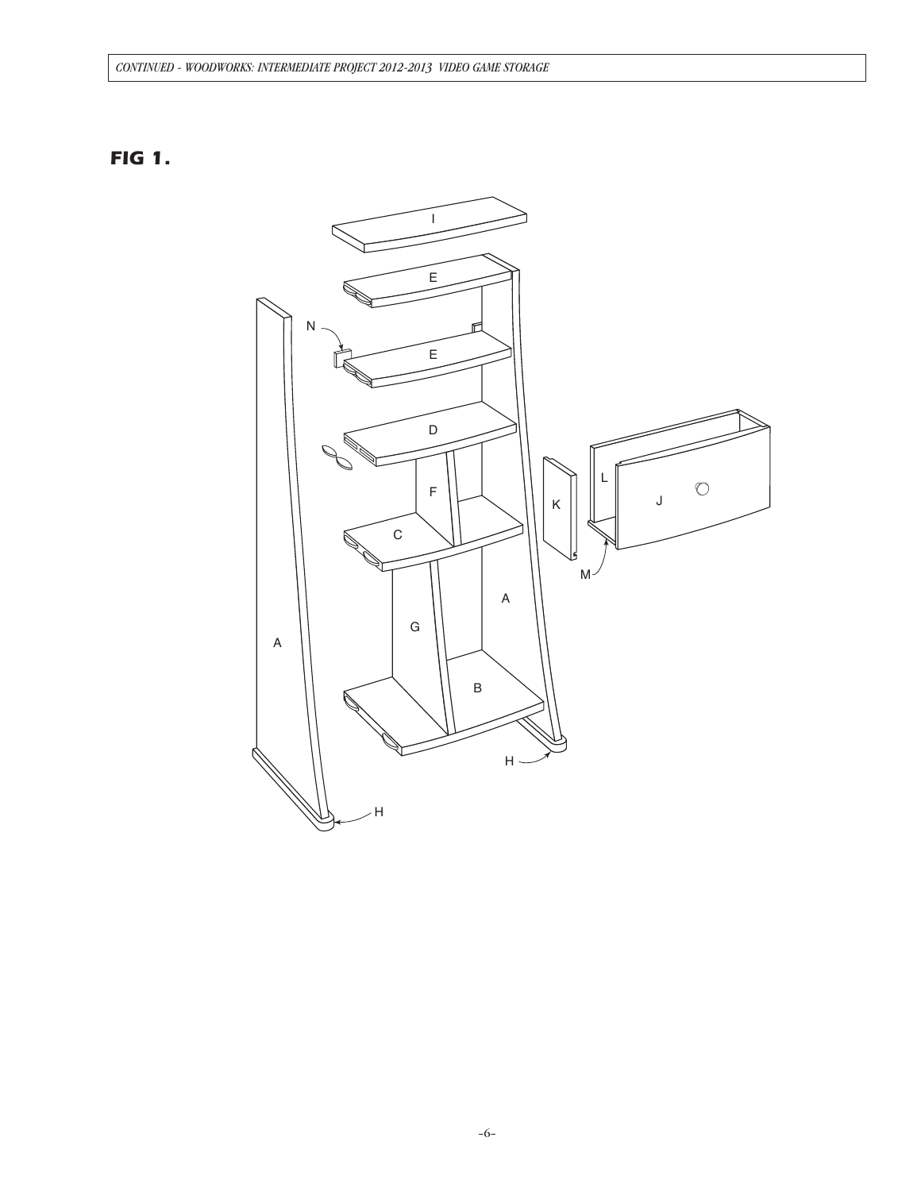**FIG 1.**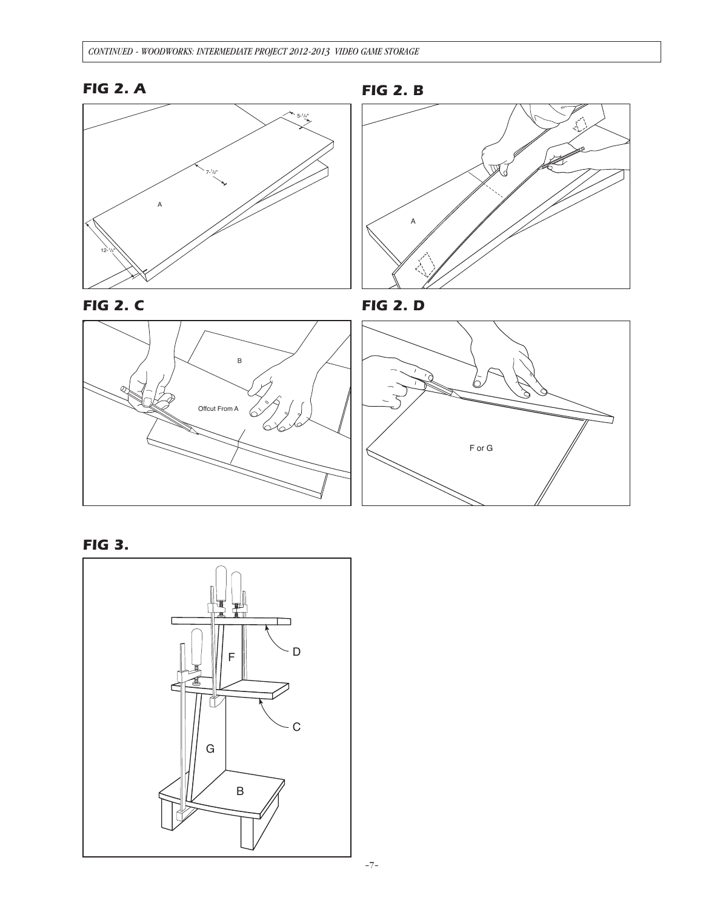## FIG 2. A

## FIG 2. B

## FIG 2. C

## FIG 2. D

## FIG 3.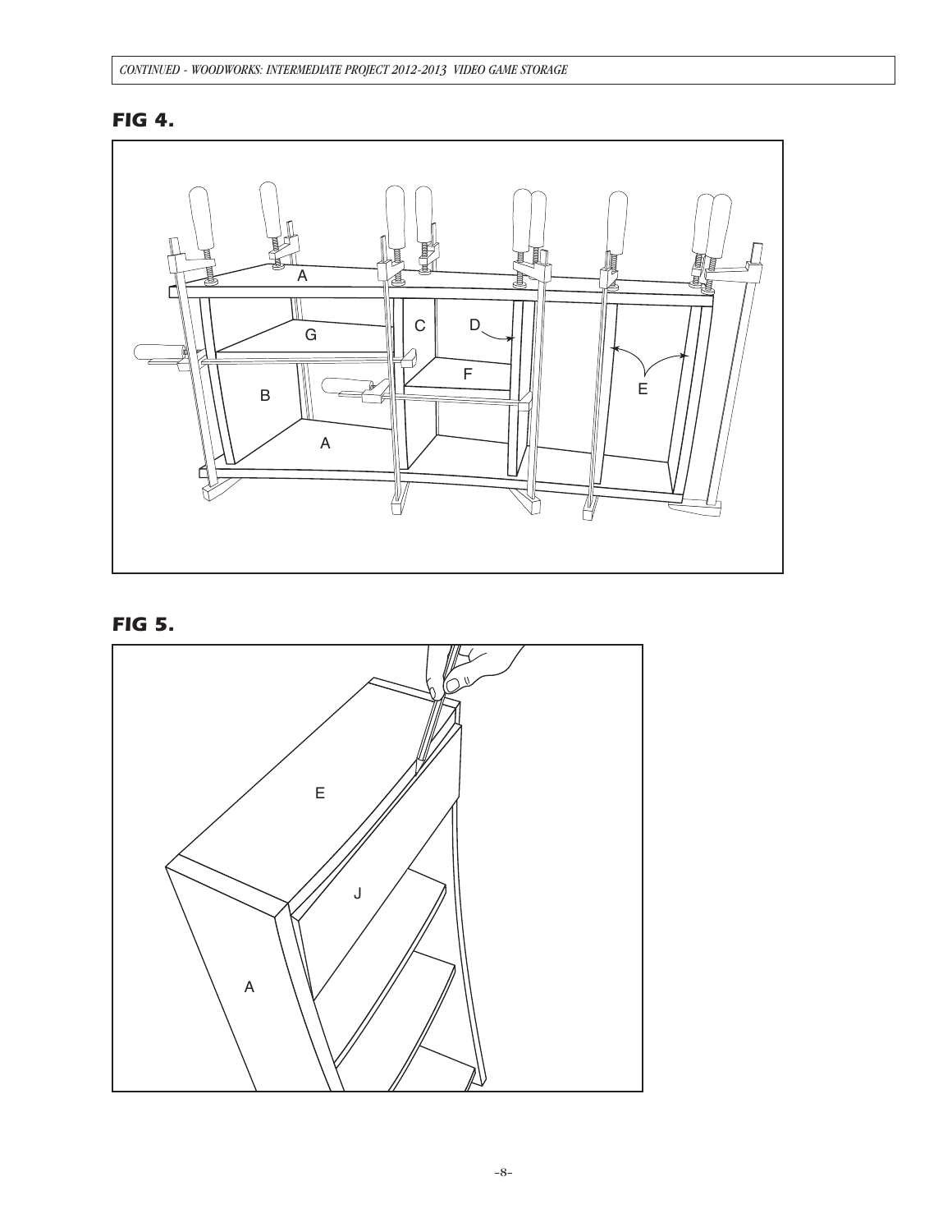**FIG 4.**

A

C

D

G

F

E

B

A

**FIG 5.**

E

J

A